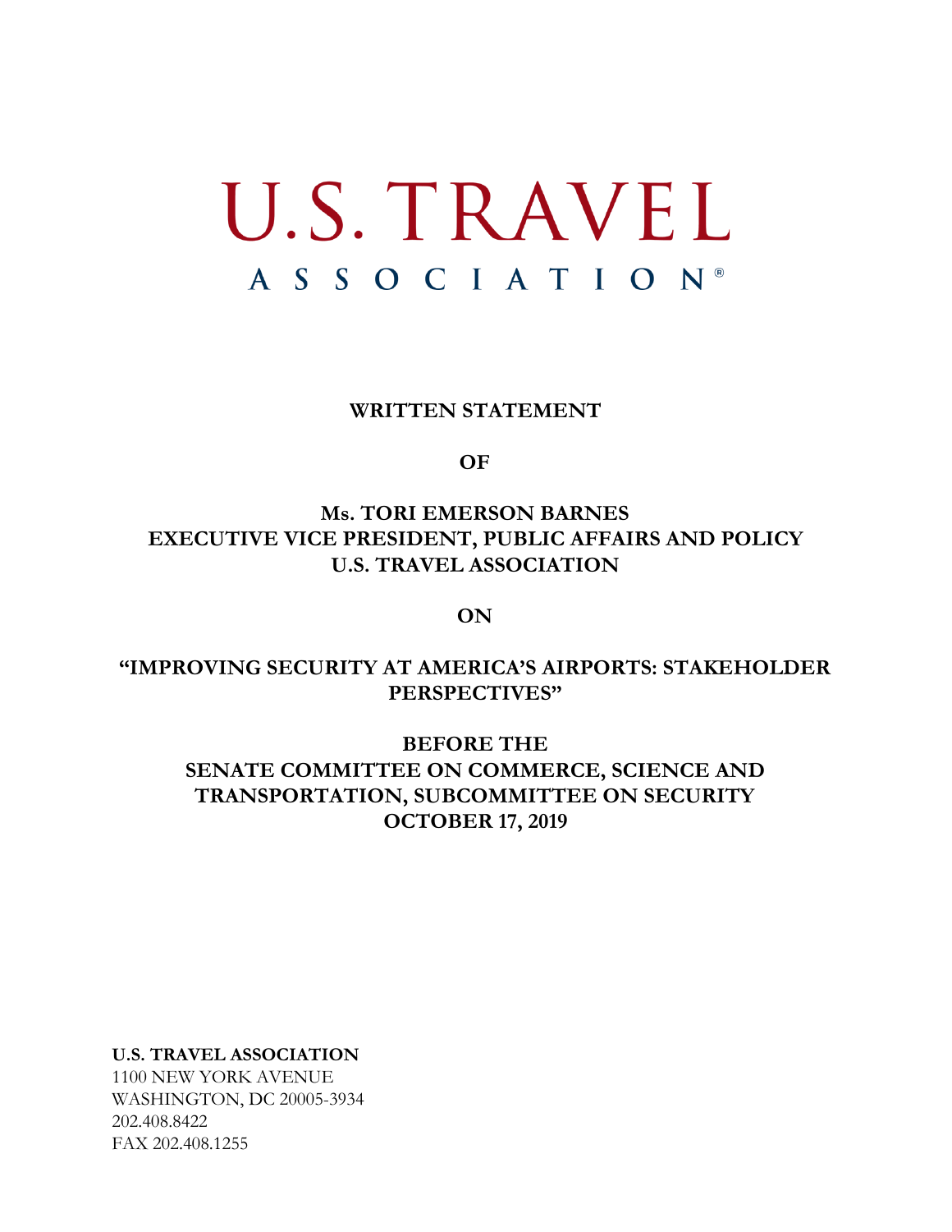# U.S. TRAVEL

## ASSOCIATION®

**WRITTEN STATEMENT**

**OF**

**Ms. TORI EMERSON BARNES**
**EXECUTIVE VICE PRESIDENT, PUBLIC AFFAIRS AND POLICY**
**U.S. TRAVEL ASSOCIATION**

**ON**

**"IMPROVING SECURITY AT AMERICA'S AIRPORTS: STAKEHOLDER PERSPECTIVES"**

**BEFORE THE**
**SENATE COMMITTEE ON COMMERCE, SCIENCE AND TRANSPORTATION, SUBCOMMITTEE ON SECURITY**
**OCTOBER 17, 2019**

**U.S. TRAVEL ASSOCIATION**
1100 NEW YORK AVENUE
WASHINGTON, DC 20005-3934
202.408.8422
FAX 202.408.1255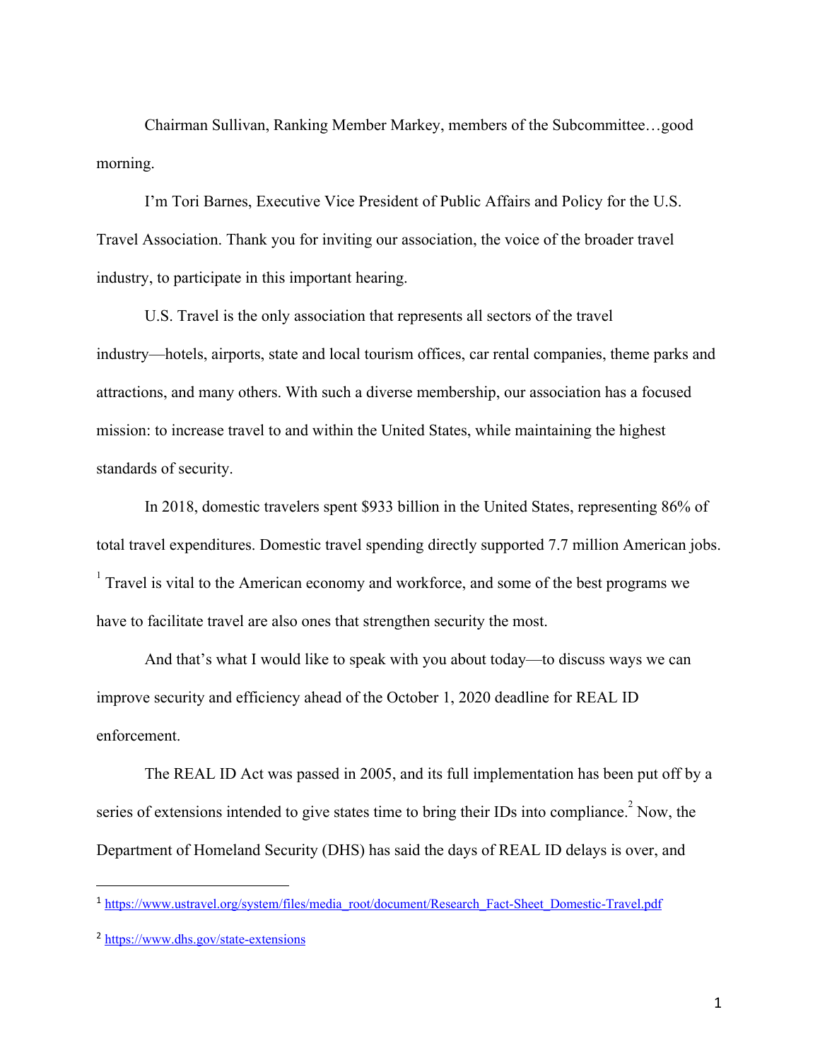Chairman Sullivan, Ranking Member Markey, members of the Subcommittee…good morning.

I'm Tori Barnes, Executive Vice President of Public Affairs and Policy for the U.S. Travel Association. Thank you for inviting our association, the voice of the broader travel industry, to participate in this important hearing.

U.S. Travel is the only association that represents all sectors of the travel industry—hotels, airports, state and local tourism offices, car rental companies, theme parks and attractions, and many others. With such a diverse membership, our association has a focused mission: to increase travel to and within the United States, while maintaining the highest standards of security.

In 2018, domestic travelers spent $933 billion in the United States, representing 86% of total travel expenditures. Domestic travel spending directly supported 7.7 million American jobs.[1] Travel is vital to the American economy and workforce, and some of the best programs we have to facilitate travel are also ones that strengthen security the most.

And that's what I would like to speak with you about today—to discuss ways we can improve security and efficiency ahead of the October 1, 2020 deadline for REAL ID enforcement.

The REAL ID Act was passed in 2005, and its full implementation has been put off by a series of extensions intended to give states time to bring their IDs into compliance.[2] Now, the Department of Homeland Security (DHS) has said the days of REAL ID delays is over, and

---

[1] https://www.ustravel.org/system/files/media_root/document/Research_Fact-Sheet_Domestic-Travel.pdf

[2] https://www.dhs.gov/state-extensions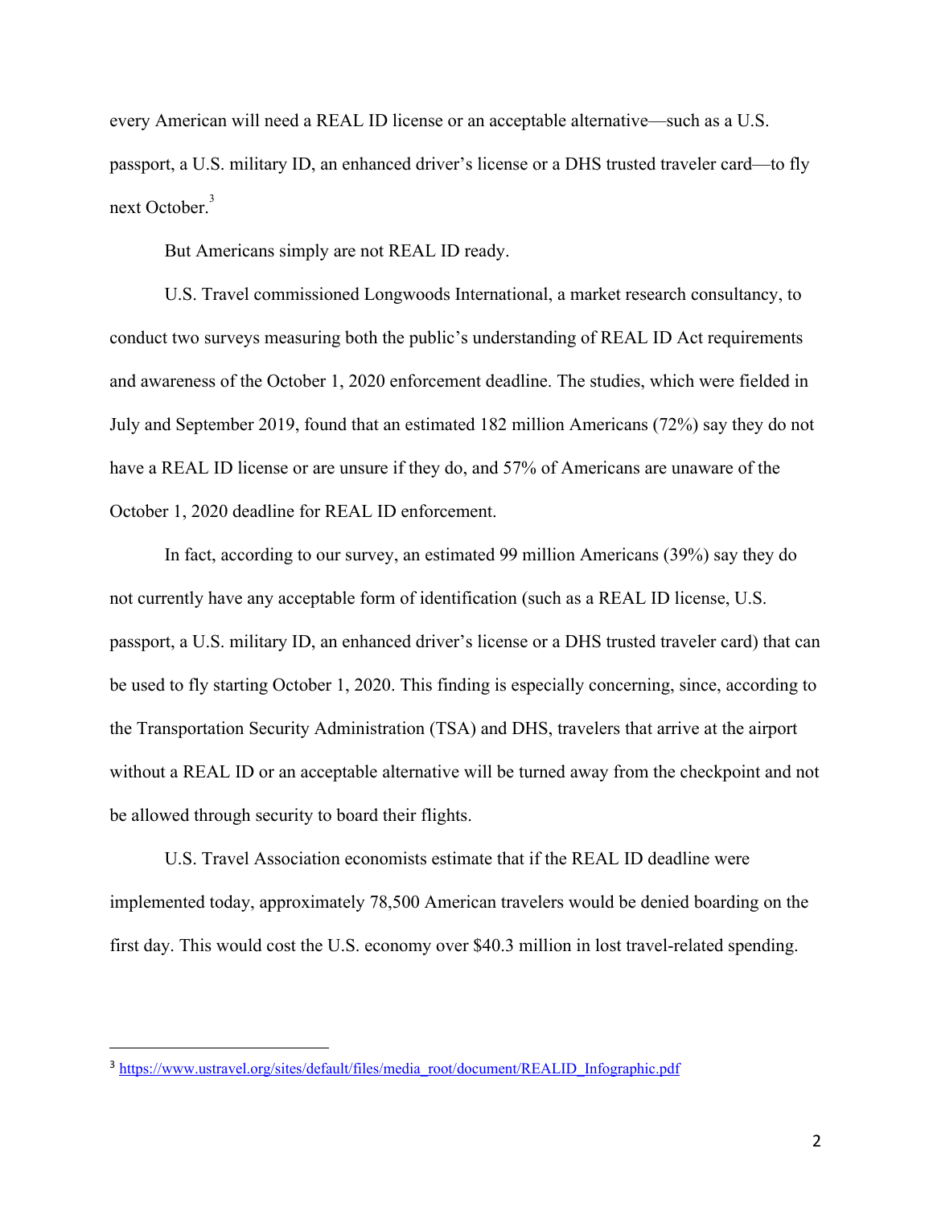every American will need a REAL ID license or an acceptable alternative—such as a U.S. passport, a U.S. military ID, an enhanced driver's license or a DHS trusted traveler card—to fly next October.[3]

But Americans simply are not REAL ID ready.

U.S. Travel commissioned Longwoods International, a market research consultancy, to conduct two surveys measuring both the public's understanding of REAL ID Act requirements and awareness of the October 1, 2020 enforcement deadline. The studies, which were fielded in July and September 2019, found that an estimated 182 million Americans (72%) say they do not have a REAL ID license or are unsure if they do, and 57% of Americans are unaware of the October 1, 2020 deadline for REAL ID enforcement.

In fact, according to our survey, an estimated 99 million Americans (39%) say they do not currently have any acceptable form of identification (such as a REAL ID license, U.S. passport, a U.S. military ID, an enhanced driver's license or a DHS trusted traveler card) that can be used to fly starting October 1, 2020. This finding is especially concerning, since, according to the Transportation Security Administration (TSA) and DHS, travelers that arrive at the airport without a REAL ID or an acceptable alternative will be turned away from the checkpoint and not be allowed through security to board their flights.

U.S. Travel Association economists estimate that if the REAL ID deadline were implemented today, approximately 78,500 American travelers would be denied boarding on the first day. This would cost the U.S. economy over $40.3 million in lost travel-related spending.

---

[3] https://www.ustravel.org/sites/default/files/media_root/document/REALID_Infographic.pdf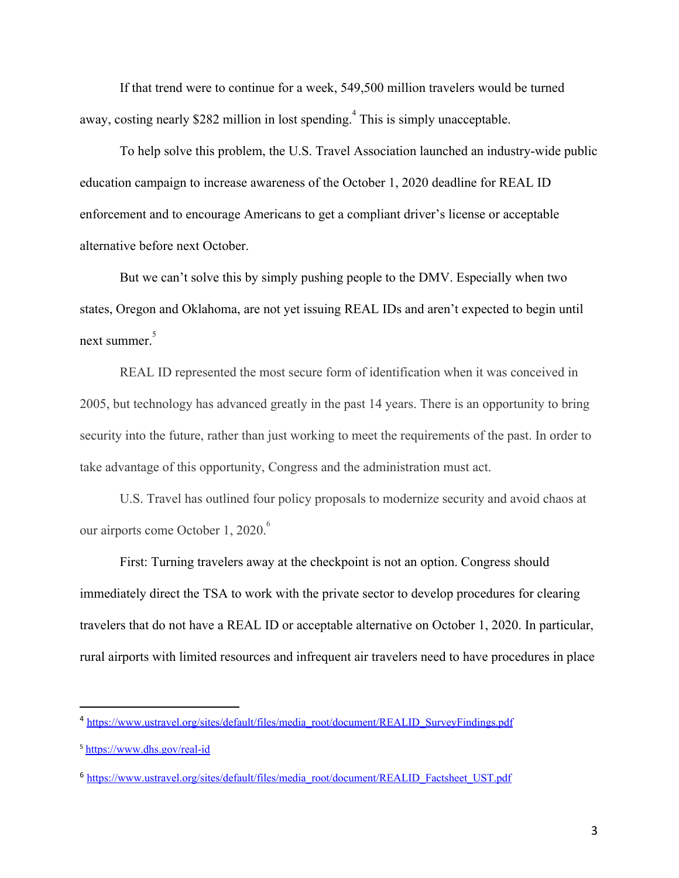If that trend were to continue for a week, 549,500 million travelers would be turned away, costing nearly $282 million in lost spending.[4] This is simply unacceptable.

To help solve this problem, the U.S. Travel Association launched an industry-wide public education campaign to increase awareness of the October 1, 2020 deadline for REAL ID enforcement and to encourage Americans to get a compliant driver's license or acceptable alternative before next October.

But we can't solve this by simply pushing people to the DMV. Especially when two states, Oregon and Oklahoma, are not yet issuing REAL IDs and aren't expected to begin until next summer.[5]

REAL ID represented the most secure form of identification when it was conceived in 2005, but technology has advanced greatly in the past 14 years. There is an opportunity to bring security into the future, rather than just working to meet the requirements of the past. In order to take advantage of this opportunity, Congress and the administration must act.

U.S. Travel has outlined four policy proposals to modernize security and avoid chaos at our airports come October 1, 2020.[6]

First: Turning travelers away at the checkpoint is not an option. Congress should immediately direct the TSA to work with the private sector to develop procedures for clearing travelers that do not have a REAL ID or acceptable alternative on October 1, 2020. In particular, rural airports with limited resources and infrequent air travelers need to have procedures in place

---

[4] https://www.ustravel.org/sites/default/files/media_root/document/REALID_SurveyFindings.pdf

[5] https://www.dhs.gov/real-id

[6] https://www.ustravel.org/sites/default/files/media_root/document/REALID_Factsheet_UST.pdf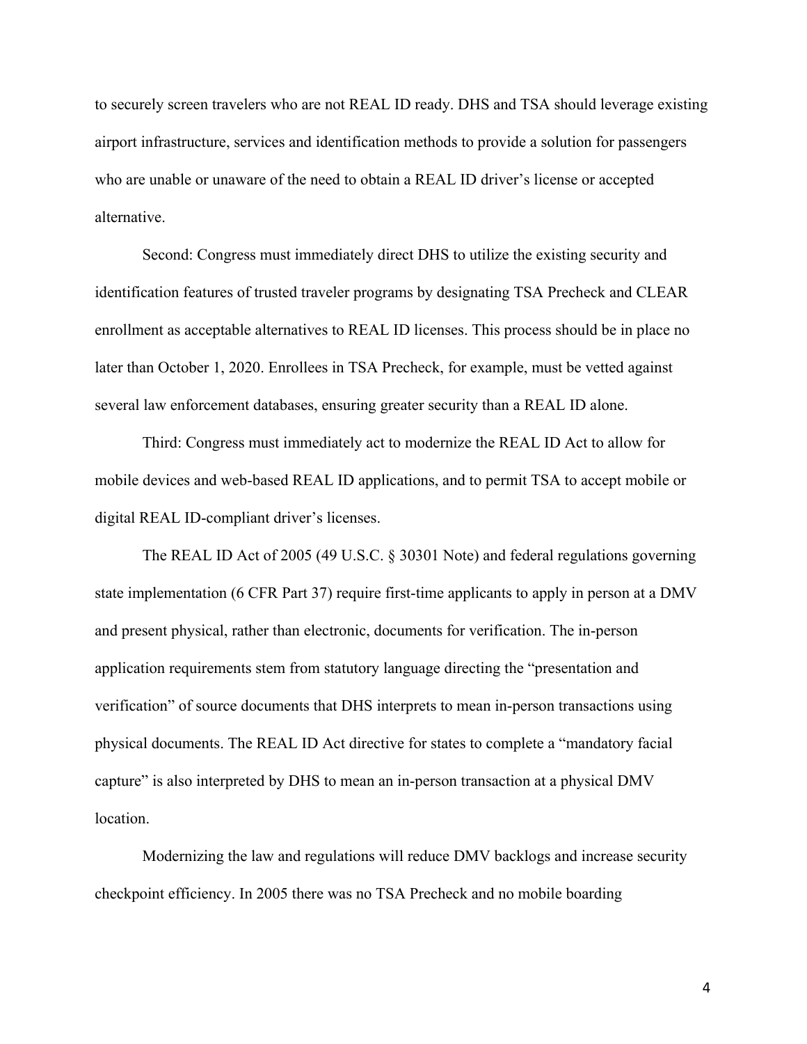to securely screen travelers who are not REAL ID ready. DHS and TSA should leverage existing airport infrastructure, services and identification methods to provide a solution for passengers who are unable or unaware of the need to obtain a REAL ID driver's license or accepted alternative.

Second: Congress must immediately direct DHS to utilize the existing security and identification features of trusted traveler programs by designating TSA Precheck and CLEAR enrollment as acceptable alternatives to REAL ID licenses. This process should be in place no later than October 1, 2020. Enrollees in TSA Precheck, for example, must be vetted against several law enforcement databases, ensuring greater security than a REAL ID alone.

Third: Congress must immediately act to modernize the REAL ID Act to allow for mobile devices and web-based REAL ID applications, and to permit TSA to accept mobile or digital REAL ID-compliant driver's licenses.

The REAL ID Act of 2005 (49 U.S.C. § 30301 Note) and federal regulations governing state implementation (6 CFR Part 37) require first-time applicants to apply in person at a DMV and present physical, rather than electronic, documents for verification. The in-person application requirements stem from statutory language directing the "presentation and verification" of source documents that DHS interprets to mean in-person transactions using physical documents. The REAL ID Act directive for states to complete a "mandatory facial capture" is also interpreted by DHS to mean an in-person transaction at a physical DMV location.

Modernizing the law and regulations will reduce DMV backlogs and increase security checkpoint efficiency. In 2005 there was no TSA Precheck and no mobile boarding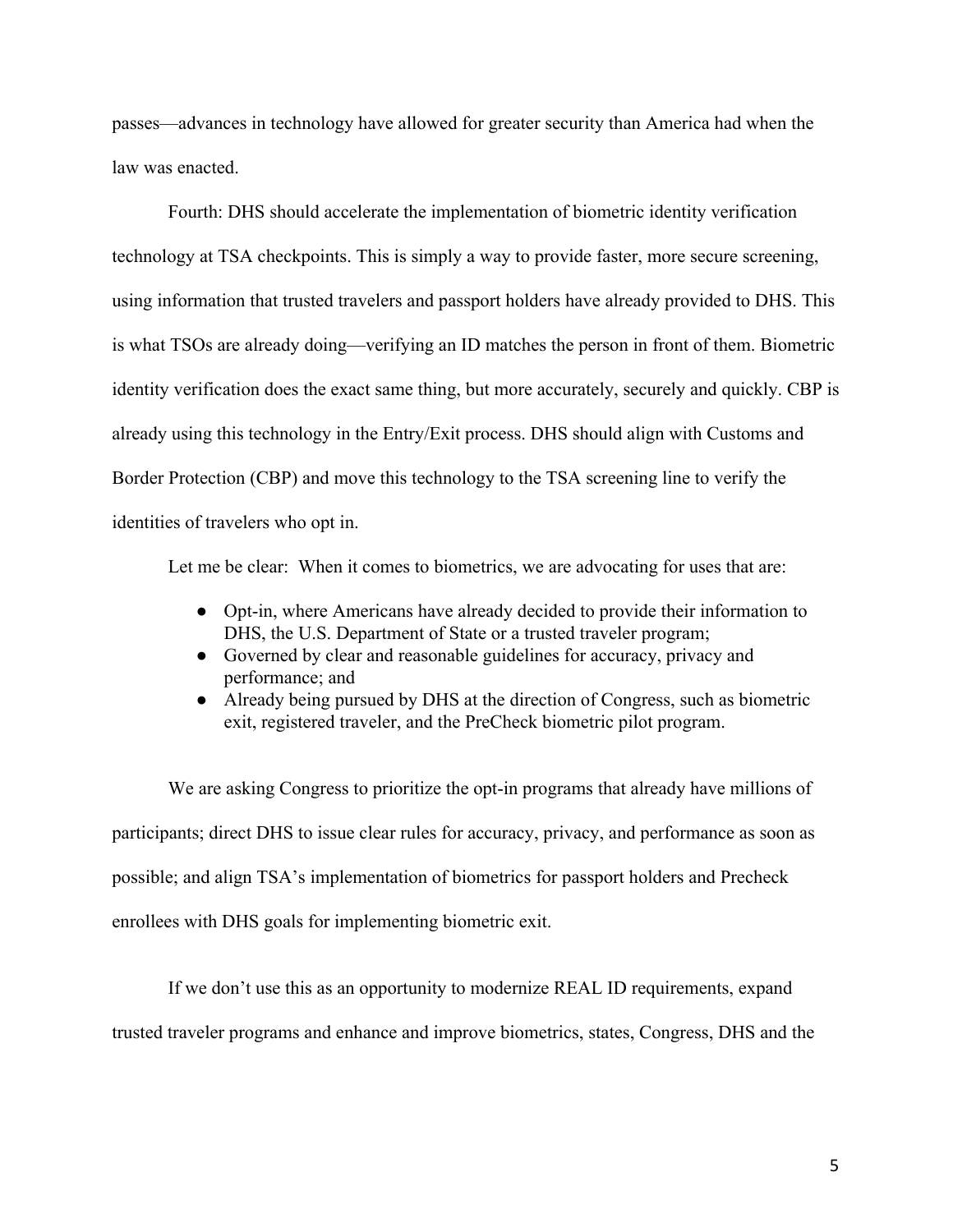passes—advances in technology have allowed for greater security than America had when the law was enacted.

Fourth: DHS should accelerate the implementation of biometric identity verification technology at TSA checkpoints. This is simply a way to provide faster, more secure screening, using information that trusted travelers and passport holders have already provided to DHS. This is what TSOs are already doing—verifying an ID matches the person in front of them. Biometric identity verification does the exact same thing, but more accurately, securely and quickly. CBP is already using this technology in the Entry/Exit process. DHS should align with Customs and Border Protection (CBP) and move this technology to the TSA screening line to verify the identities of travelers who opt in.

Let me be clear: When it comes to biometrics, we are advocating for uses that are:

- Opt-in, where Americans have already decided to provide their information to DHS, the U.S. Department of State or a trusted traveler program;
- Governed by clear and reasonable guidelines for accuracy, privacy and performance; and
- Already being pursued by DHS at the direction of Congress, such as biometric exit, registered traveler, and the PreCheck biometric pilot program.

We are asking Congress to prioritize the opt-in programs that already have millions of participants; direct DHS to issue clear rules for accuracy, privacy, and performance as soon as possible; and align TSA's implementation of biometrics for passport holders and Precheck enrollees with DHS goals for implementing biometric exit.

If we don't use this as an opportunity to modernize REAL ID requirements, expand trusted traveler programs and enhance and improve biometrics, states, Congress, DHS and the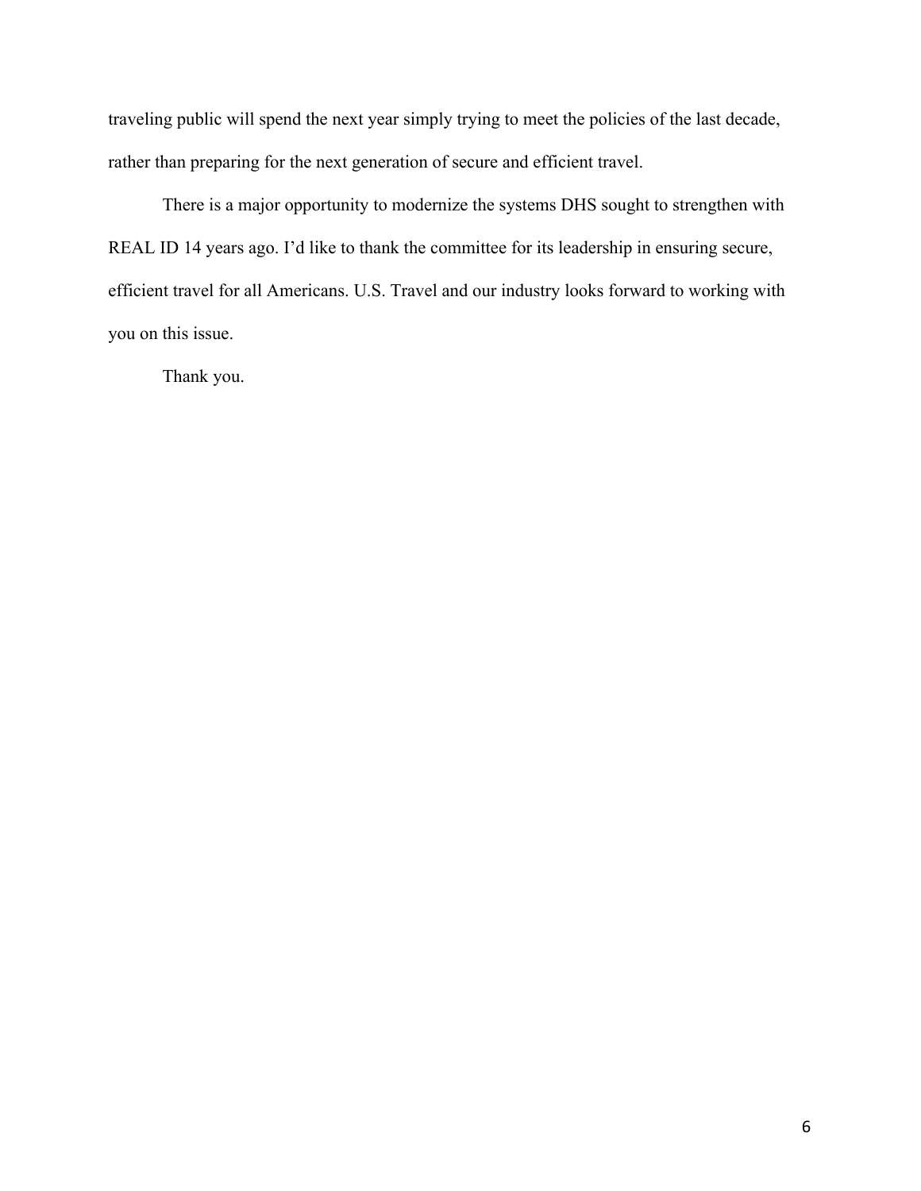traveling public will spend the next year simply trying to meet the policies of the last decade, rather than preparing for the next generation of secure and efficient travel.

There is a major opportunity to modernize the systems DHS sought to strengthen with REAL ID 14 years ago. I'd like to thank the committee for its leadership in ensuring secure, efficient travel for all Americans. U.S. Travel and our industry looks forward to working with you on this issue.

Thank you.